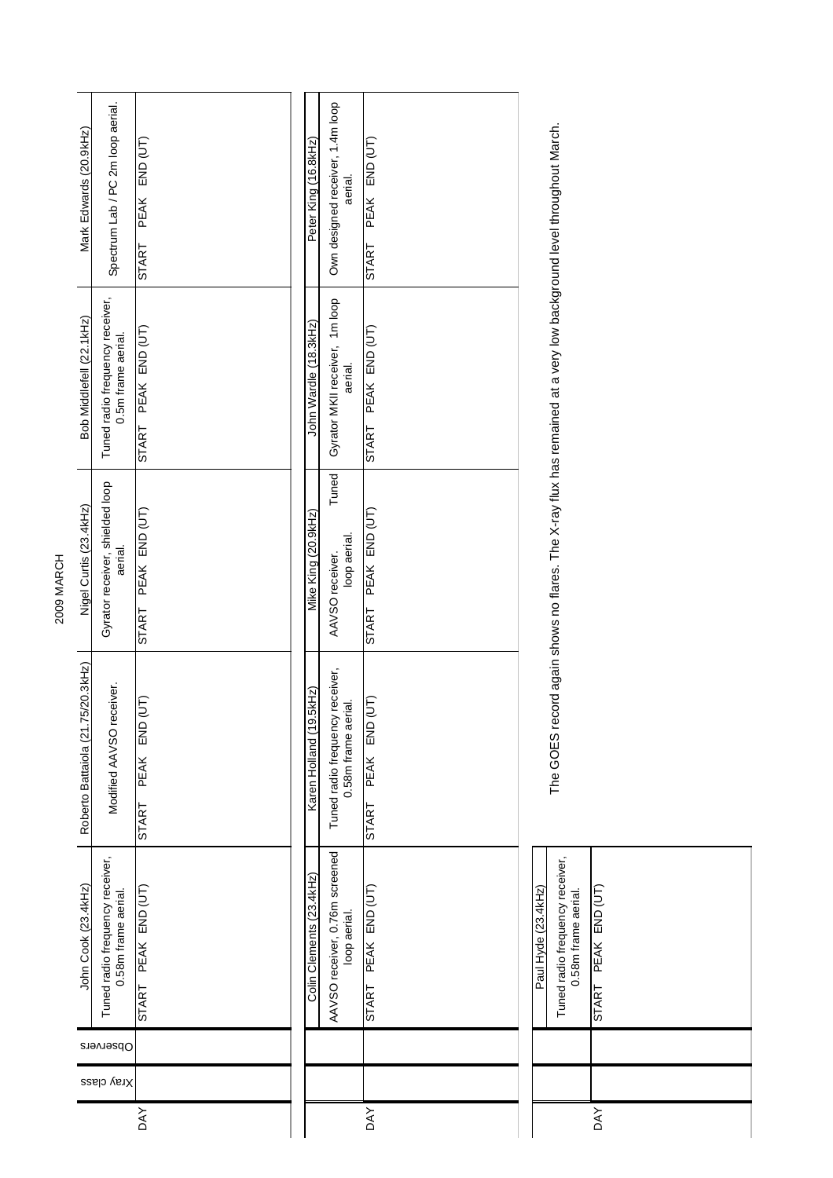# 2009 MARCH

| DAY | Xray class | Observers | John Cook (23.4kHz) | Roberto Battaiola (21.75/20.3kHz) | Nigel Curtis (23.4kHz) | Bob Middlefell (22.1kHz) | Mark Edwards (20.9kHz) |
|---|---|---|---|---|---|---|---|
| | | | Tuned radio frequency receiver, 0.58m frame aerial. | Modified AAVSO receiver. | Gyrator receiver, shielded loop aerial. | Tuned radio frequency receiver, 0.5m frame aerial. | Spectrum Lab / PC 2m loop aerial. |
| | | | START PEAK END (UT) | START PEAK END (UT) | START PEAK END (UT) | START PEAK END (UT) | START PEAK END (UT) |

| DAY | | | Colin Clements (23.4kHz) | Karen Holland (19.5kHz) | Mike King (20.9kHz) | John Wardle (18.3kHz) | Peter King (16.8kHz) |
|---|---|---|---|---|---|---|---|
| | | | AAVSO receiver, 0.76m screened loop aerial. | Tuned radio frequency receiver, 0.58m frame aerial. | AAVSO receiver. Tuned loop aerial. | Gyrator MKII receiver, 1m loop aerial. | Own designed receiver, 1.4m loop aerial. |
| | | | START PEAK END (UT) | START PEAK END (UT) | START PEAK END (UT) | START PEAK END (UT) | START PEAK END (UT) |

| DAY | | | Paul Hyde (23.4kHz) |
|---|---|---|---|
| | | | Tuned radio frequency receiver, 0.58m frame aerial. |
| | | | START PEAK END (UT) |

The GOES record again shows no flares. The X-ray flux has remained at a very low background level throughout March.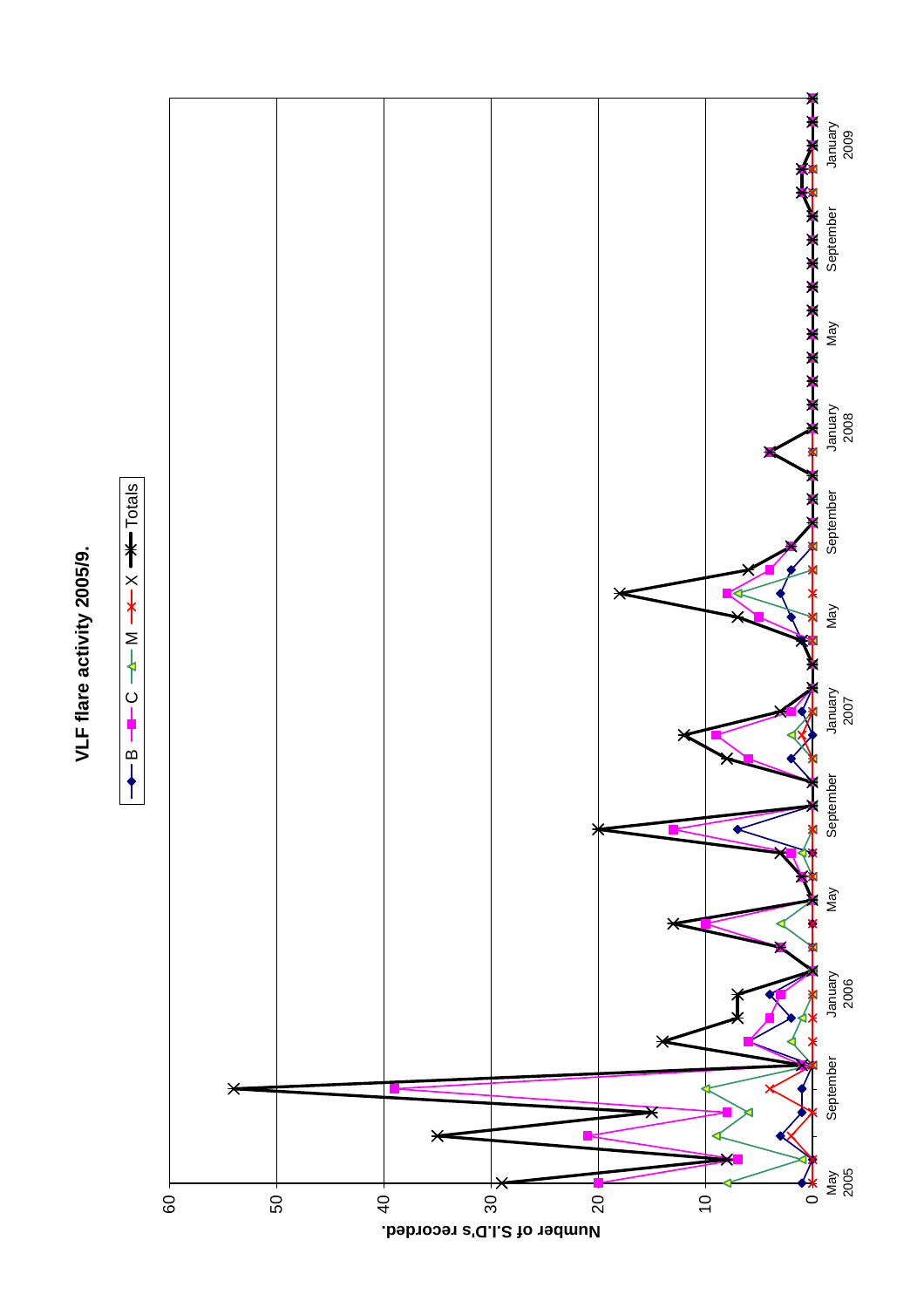VLF flare activity 2005/9.

B C M X Totals

Number of S.I.D's recorded.

60
50
40
30
20
10
0

May 2005
September
January 2006
May
September
January 2007
May
September
January 2008
May
September
January 2009